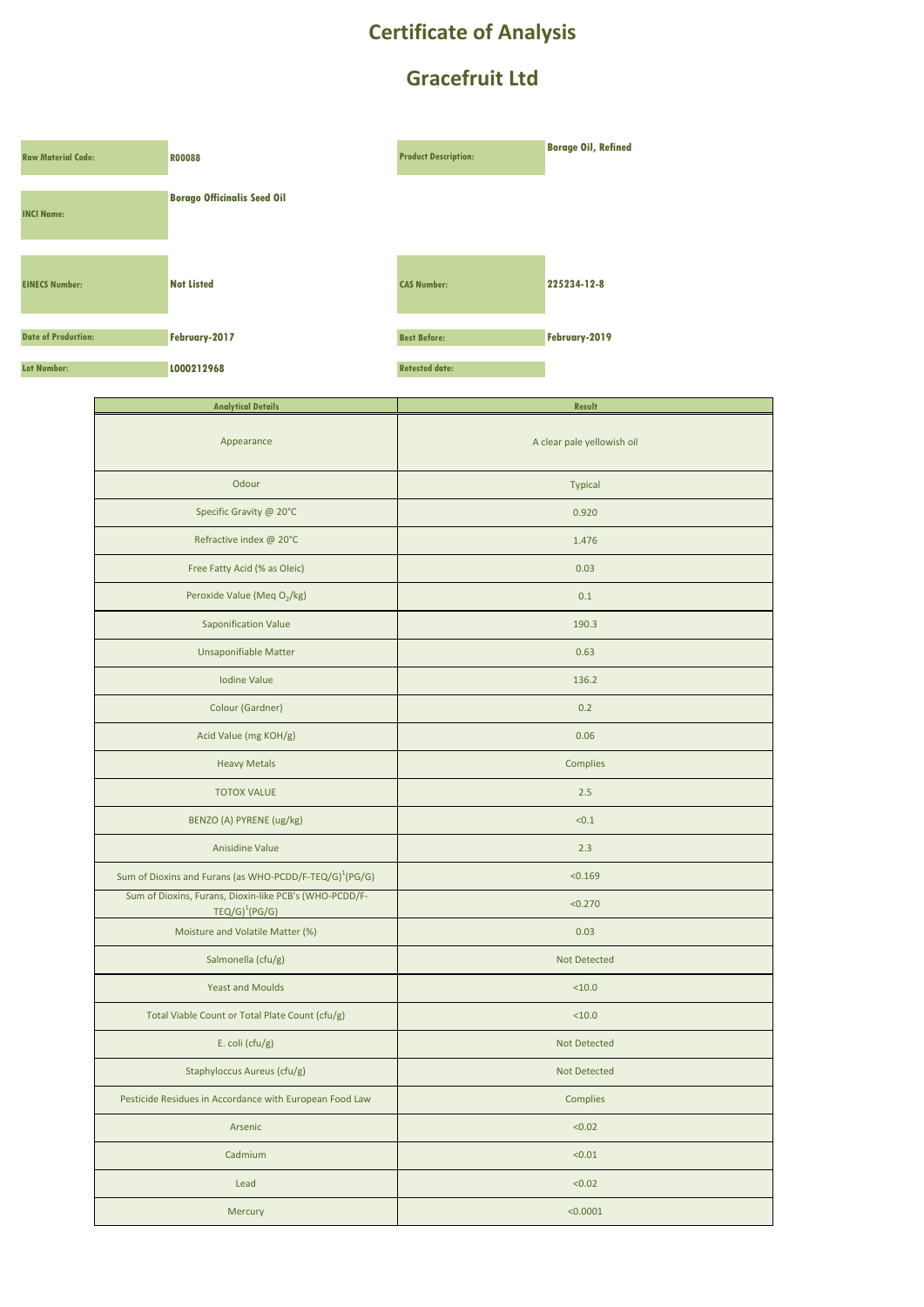# Certificate of Analysis

# Gracefruit Ltd

| | | | |
|---|---|---|---|
| **Raw Material Code:** | **R00088** | **Product Description:** | **Borage Oil, Refined** |
| **INCI Name:** | **Borago Officinalis Seed Oil** | | |
| **EINECS Number:** | **Not Listed** | **CAS Number:** | **225234-12-8** |
| **Date of Production:** | **February-2017** | **Best Before:** | **February-2019** |
| **Lot Number:** | **L000212968** | **Retested date:** | |

| Analytical Details | Result |
|---|---|
| Appearance | A clear pale yellowish oil |
| Odour | Typical |
| Specific Gravity @ 20°C | 0.920 |
| Refractive index @ 20°C | 1.476 |
| Free Fatty Acid (% as Oleic) | 0.03 |
| Peroxide Value (Meq $O_2$/kg) | 0.1 |
| Saponification Value | 190.3 |
| Unsaponifiable Matter | 0.63 |
| Iodine Value | 136.2 |
| Colour (Gardner) | 0.2 |
| Acid Value (mg KOH/g) | 0.06 |
| Heavy Metals | Complies |
| TOTOX VALUE | 2.5 |
| BENZO (A) PYRENE (ug/kg) | <0.1 |
| Anisidine Value | 2.3 |
| Sum of Dioxins and Furans (as WHO-PCDD/F-TEQ/G)[1](PG/G) | <0.169 |
| Sum of Dioxins, Furans, Dioxin-like PCB's (WHO-PCDD/F-TEQ/G)[1](PG/G) | <0.270 |
| Moisture and Volatile Matter (%) | 0.03 |
| Salmonella (cfu/g) | Not Detected |
| Yeast and Moulds | <10.0 |
| Total Viable Count or Total Plate Count (cfu/g) | <10.0 |
| E. coli (cfu/g) | Not Detected |
| Staphyloccus Aureus (cfu/g) | Not Detected |
| Pesticide Residues in Accordance with European Food Law | Complies |
| Arsenic | <0.02 |
| Cadmium | <0.01 |
| Lead | <0.02 |
| Mercury | <0.0001 |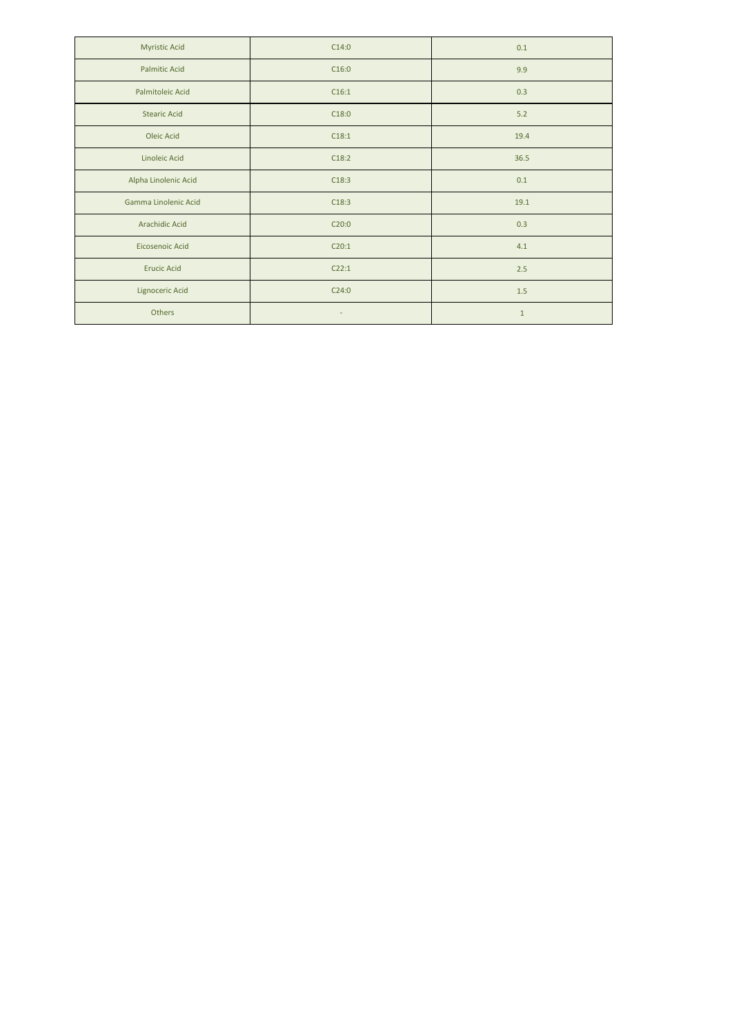| | | |
|---|---|---|
| Myristic Acid | C14:0 | 0.1 |
| Palmitic Acid | C16:0 | 9.9 |
| Palmitoleic Acid | C16:1 | 0.3 |
| Stearic Acid | C18:0 | 5.2 |
| Oleic Acid | C18:1 | 19.4 |
| Linoleic Acid | C18:2 | 36.5 |
| Alpha Linolenic Acid | C18:3 | 0.1 |
| Gamma Linolenic Acid | C18:3 | 19.1 |
| Arachidic Acid | C20:0 | 0.3 |
| Eicosenoic Acid | C20:1 | 4.1 |
| Erucic Acid | C22:1 | 2.5 |
| Lignoceric Acid | C24:0 | 1.5 |
| Others | - | 1 |